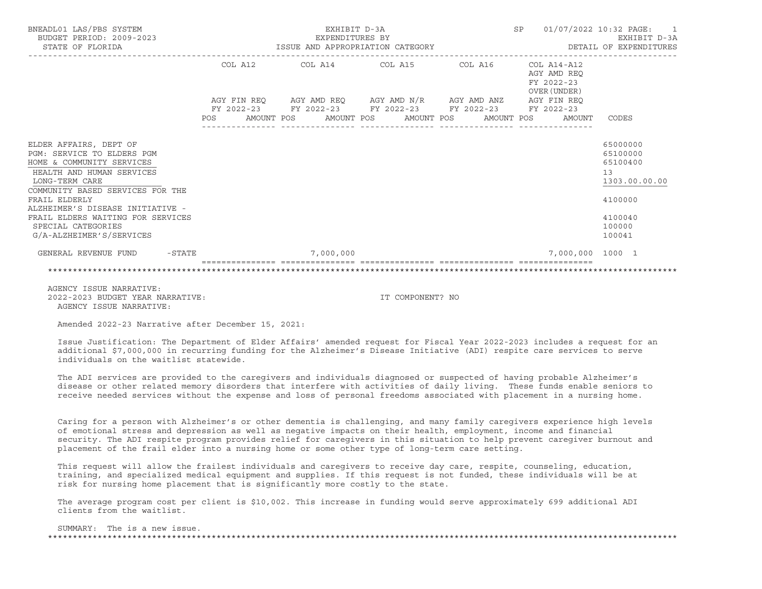BNEADL01 LAS/PBS SYSTEM
BUDGET PERIOD: 2009-2023
STATE OF FLORIDA

EXHIBIT D-3A
EXPENDITURES BY
ISSUE AND APPROPRIATION CATEGORY

SP 01/07/2022 10:32
EXHIBIT D-3A
DETAIL OF EXPENDITURES

| | COL A12 AGY FIN REQ FY 2022-23 POS AMOUNT | COL A14 AGY AMD REQ FY 2022-23 POS AMOUNT | COL A15 AGY AMD N/R FY 2022-23 POS AMOUNT | COL A16 AGY AMD ANZ FY 2022-23 POS AMOUNT | COL A14-A12 AGY AMD REQ FY 2022-23 OVER (UNDER) AGY FIN REQ FY 2022-23 POS AMOUNT | CODES |
|---|---|---|---|---|---|---|
| ELDER AFFAIRS, DEPT OF | | | | | | 65000000 |
| PGM: SERVICE TO ELDERS PGM | | | | | | 65100000 |
| HOME & COMMUNITY SERVICES | | | | | | 65100400 |
| HEALTH AND HUMAN SERVICES | | | | | | 13 |
| LONG-TERM CARE | | | | | | 1303.00.00.00 |
| COMMUNITY BASED SERVICES FOR THE FRAIL ELDERLY | | | | | | 4100000 |
| ALZHEIMER'S DISEASE INITIATIVE - FRAIL ELDERS WAITING FOR SERVICES | | | | | | 4100040 |
| SPECIAL CATEGORIES | | | | | | 100000 |
| G/A-ALZHEIMER'S/SERVICES | | | | | | 100041 |
| GENERAL REVENUE FUND -STATE | | 7,000,000 | | | 7,000,000 | 1000 1 |

AGENCY ISSUE NARRATIVE:
2022-2023 BUDGET YEAR NARRATIVE: IT COMPONENT? NO
AGENCY ISSUE NARRATIVE:

Amended 2022-23 Narrative after December 15, 2021:

Issue Justification: The Department of Elder Affairs' amended request for Fiscal Year 2022-2023 includes a request for an additional $7,000,000 in recurring funding for the Alzheimer's Disease Initiative (ADI) respite care services to serve individuals on the waitlist statewide.

The ADI services are provided to the caregivers and individuals diagnosed or suspected of having probable Alzheimer's disease or other related memory disorders that interfere with activities of daily living. These funds enable seniors to receive needed services without the expense and loss of personal freedoms associated with placement in a nursing home.

Caring for a person with Alzheimer's or other dementia is challenging, and many family caregivers experience high levels of emotional stress and depression as well as negative impacts on their health, employment, income and financial security. The ADI respite program provides relief for caregivers in this situation to help prevent caregiver burnout and placement of the frail elder into a nursing home or some other type of long-term care setting.

This request will allow the frailest individuals and caregivers to receive day care, respite, counseling, education, training, and specialized medical equipment and supplies. If this request is not funded, these individuals will be at risk for nursing home placement that is significantly more costly to the state.

The average program cost per client is $10,002. This increase in funding would serve approximately 699 additional ADI clients from the waitlist.

SUMMARY: The is a new issue.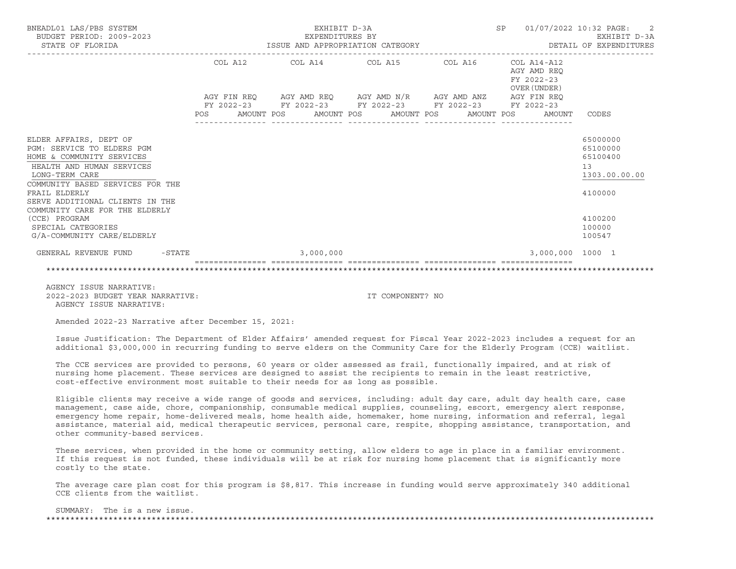BNEADL01 LAS/PBS SYSTEM — EXHIBIT D-3A — EXPENDITURES BY ISSUE AND APPROPRIATION CATEGORY — BUDGET PERIOD: 2009-2023 — STATE OF FLORIDA — SP 01/07/2022 10:32 — EXHIBIT D-3A DETAIL OF EXPENDITURES

| | COL A12 AGY FIN REQ FY 2022-23 POS AMOUNT | COL A14 AGY AMD REQ FY 2022-23 POS AMOUNT | COL A15 AGY AMD N/R FY 2022-23 POS AMOUNT | COL A16 AGY AMD ANZ FY 2022-23 POS AMOUNT | COL A14-A12 AGY AMD REQ FY 2022-23 OVER(UNDER) AGY FIN REQ FY 2022-23 POS AMOUNT | CODES |
|---|---|---|---|---|---|---|
| ELDER AFFAIRS, DEPT OF | | | | | | 65000000 |
| PGM: SERVICE TO ELDERS PGM | | | | | | 65100000 |
| HOME & COMMUNITY SERVICES | | | | | | 65100400 |
| HEALTH AND HUMAN SERVICES | | | | | | 13 |
| LONG-TERM CARE | | | | | | 1303.00.00.00 |
| COMMUNITY BASED SERVICES FOR THE FRAIL ELDERLY | | | | | | 4100000 |
| SERVE ADDITIONAL CLIENTS IN THE COMMUNITY CARE FOR THE ELDERLY (CCE) PROGRAM | | | | | | 4100200 |
| SPECIAL CATEGORIES | | | | | | 100000 |
| G/A-COMMUNITY CARE/ELDERLY | | | | | | 100547 |
| GENERAL REVENUE FUND -STATE | | 3,000,000 | | | 3,000,000 | 1000 1 |

AGENCY ISSUE NARRATIVE:

2022-2023 BUDGET YEAR NARRATIVE: IT COMPONENT? NO

AGENCY ISSUE NARRATIVE:

Amended 2022-23 Narrative after December 15, 2021:

Issue Justification: The Department of Elder Affairs' amended request for Fiscal Year 2022-2023 includes a request for an additional $3,000,000 in recurring funding to serve elders on the Community Care for the Elderly Program (CCE) waitlist.

The CCE services are provided to persons, 60 years or older assessed as frail, functionally impaired, and at risk of nursing home placement. These services are designed to assist the recipients to remain in the least restrictive, cost-effective environment most suitable to their needs for as long as possible.

Eligible clients may receive a wide range of goods and services, including: adult day care, adult day health care, case management, case aide, chore, companionship, consumable medical supplies, counseling, escort, emergency alert response, emergency home repair, home-delivered meals, home health aide, homemaker, home nursing, information and referral, legal assistance, material aid, medical therapeutic services, personal care, respite, shopping assistance, transportation, and other community-based services.

These services, when provided in the home or community setting, allow elders to age in place in a familiar environment. If this request is not funded, these individuals will be at risk for nursing home placement that is significantly more costly to the state.

The average care plan cost for this program is $8,817. This increase in funding would serve approximately 340 additional CCE clients from the waitlist.

SUMMARY: The is a new issue.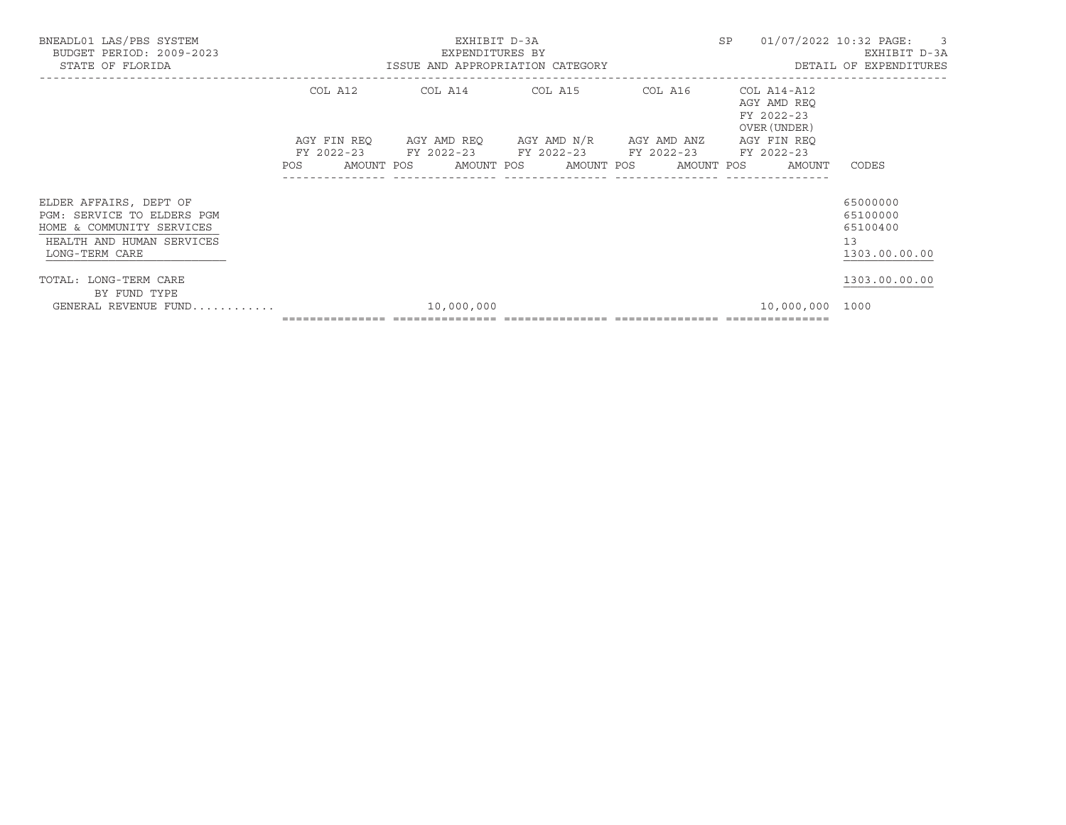BNEADL01 LAS/PBS SYSTEM
BUDGET PERIOD: 2009-2023
STATE OF FLORIDA

EXHIBIT D-3A
EXPENDITURES BY
ISSUE AND APPROPRIATION CATEGORY

SP 01/07/2022 10:32

EXHIBIT D-3A
DETAIL OF EXPENDITURES

| | COL A12 AGY FIN REQ FY 2022-23 POS AMOUNT | COL A14 AGY AMD REQ FY 2022-23 POS AMOUNT | COL A15 AGY AMD N/R FY 2022-23 POS AMOUNT | COL A16 AGY AMD ANZ FY 2022-23 POS AMOUNT | COL A14-A12 AGY AMD REQ FY 2022-23 OVER (UNDER) AGY FIN REQ FY 2022-23 POS AMOUNT | CODES |
|---|---|---|---|---|---|---|
| ELDER AFFAIRS, DEPT OF | | | | | | 65000000 |
| PGM: SERVICE TO ELDERS PGM | | | | | | 65100000 |
| HOME & COMMUNITY SERVICES | | | | | | 65100400 |
| HEALTH AND HUMAN SERVICES | | | | | | 13 |
| LONG-TERM CARE | | | | | | 1303.00.00.00 |
| TOTAL: LONG-TERM CARE | | | | | | 1303.00.00.00 |
| BY FUND TYPE | | | | | | |
| GENERAL REVENUE FUND............ | | 10,000,000 | | | 10,000,000 | 1000 |